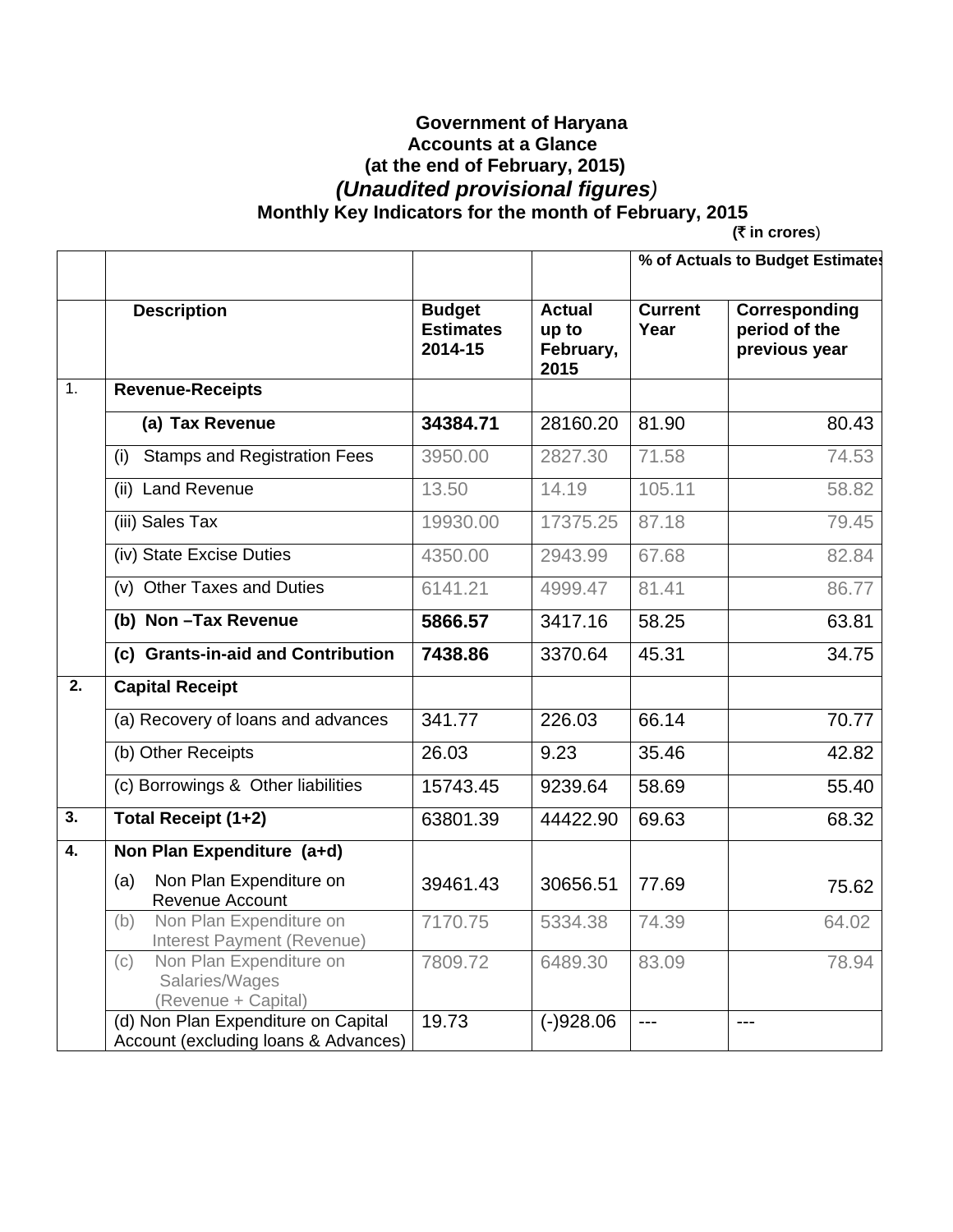**Government of Haryana**
**Accounts at a Glance**
**(at the end of February, 2015)**
***(Unaudited provisional figures)***
**Monthly Key Indicators for the month of February, 2015**

(₹ in crores)

| | | | | % of Actuals to Budget Estimates | |
|---|---|---|---|---|---|
| | **Description** | **Budget Estimates 2014-15** | **Actual up to February, 2015** | **Current Year** | **Corresponding period of the previous year** |
| 1. | **Revenue-Receipts** | | | | |
| | **(a) Tax Revenue** | **34384.71** | 28160.20 | 81.90 | 80.43 |
| | (i) Stamps and Registration Fees | 3950.00 | 2827.30 | 71.58 | 74.53 |
| | (ii) Land Revenue | 13.50 | 14.19 | 105.11 | 58.82 |
| | (iii) Sales Tax | 19930.00 | 17375.25 | 87.18 | 79.45 |
| | (iv) State Excise Duties | 4350.00 | 2943.99 | 67.68 | 82.84 |
| | (v) Other Taxes and Duties | 6141.21 | 4999.47 | 81.41 | 86.77 |
| | **(b) Non –Tax Revenue** | **5866.57** | 3417.16 | 58.25 | 63.81 |
| | **(c) Grants-in-aid and Contribution** | **7438.86** | 3370.64 | 45.31 | 34.75 |
| 2. | **Capital Receipt** | | | | |
| | (a) Recovery of loans and advances | 341.77 | 226.03 | 66.14 | 70.77 |
| | (b) Other Receipts | 26.03 | 9.23 | 35.46 | 42.82 |
| | (c) Borrowings & Other liabilities | 15743.45 | 9239.64 | 58.69 | 55.40 |
| 3. | **Total Receipt (1+2)** | 63801.39 | 44422.90 | 69.63 | 68.32 |
| 4. | **Non Plan Expenditure (a+d)** | | | | |
| | (a) Non Plan Expenditure on Revenue Account | 39461.43 | 30656.51 | 77.69 | 75.62 |
| | (b) Non Plan Expenditure on Interest Payment (Revenue) | 7170.75 | 5334.38 | 74.39 | 64.02 |
| | (c) Non Plan Expenditure on Salaries/Wages (Revenue + Capital) | 7809.72 | 6489.30 | 83.09 | 78.94 |
| | (d) Non Plan Expenditure on Capital Account (excluding loans & Advances) | 19.73 | (-)928.06 | --- | --- |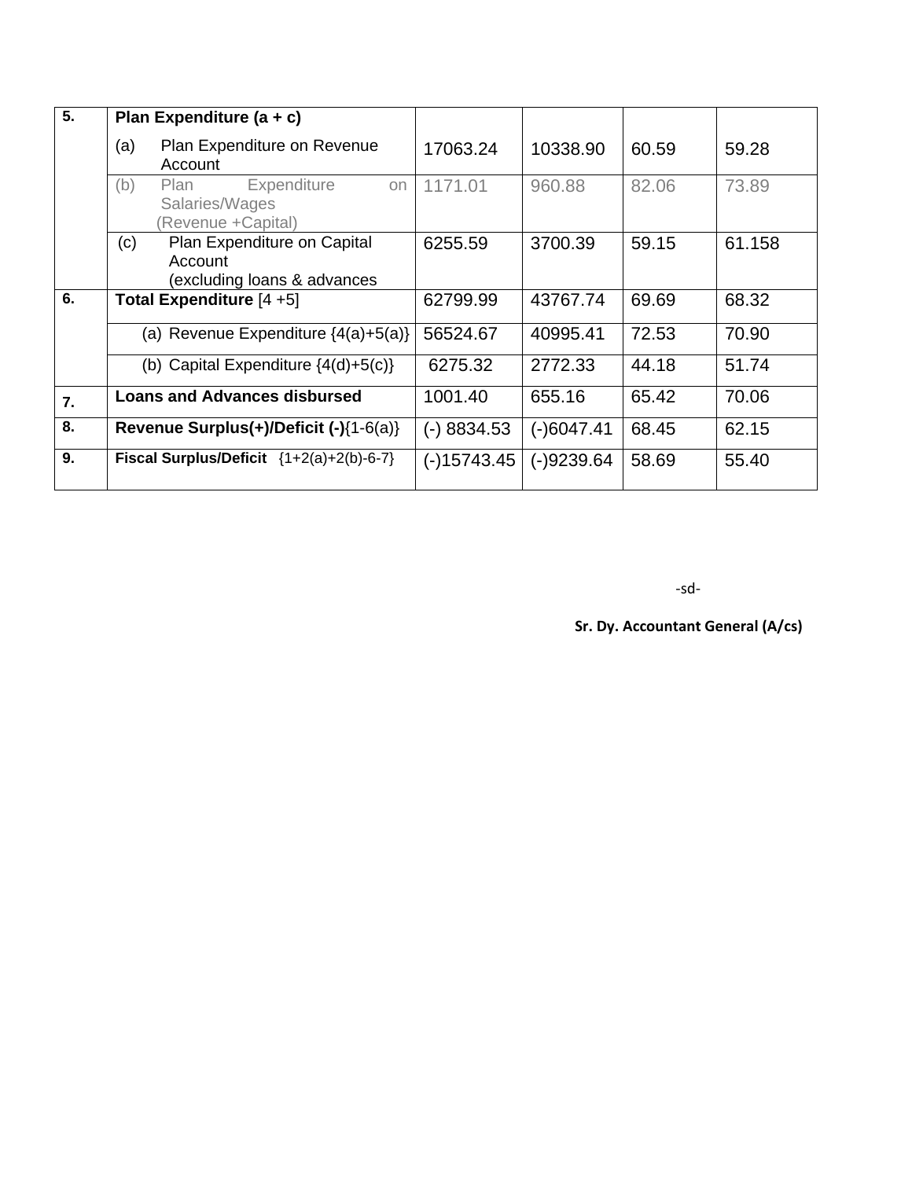| | | | | | |
|---|---|---|---|---|---|
| 5. | **Plan Expenditure (a + c)** | | | | |
| | (a) Plan Expenditure on Revenue Account | 17063.24 | 10338.90 | 60.59 | 59.28 |
| | (b) Plan Expenditure on Salaries/Wages (Revenue +Capital) | 1171.01 | 960.88 | 82.06 | 73.89 |
| | (c) Plan Expenditure on Capital Account (excluding loans & advances | 6255.59 | 3700.39 | 59.15 | 61.158 |
| 6. | **Total Expenditure** [4 +5] | 62799.99 | 43767.74 | 69.69 | 68.32 |
| | (a) Revenue Expenditure {4(a)+5(a)} | 56524.67 | 40995.41 | 72.53 | 70.90 |
| | (b) Capital Expenditure {4(d)+5(c)} | 6275.32 | 2772.33 | 44.18 | 51.74 |
| 7. | **Loans and Advances disbursed** | 1001.40 | 655.16 | 65.42 | 70.06 |
| 8. | **Revenue Surplus(+)/Deficit (-)**{1-6(a)} | (-) 8834.53 | (-)6047.41 | 68.45 | 62.15 |
| 9. | **Fiscal Surplus/Deficit** {1+2(a)+2(b)-6-7} | (-)15743.45 | (-)9239.64 | 58.69 | 55.40 |

-sd-

**Sr. Dy. Accountant General (A/cs)**